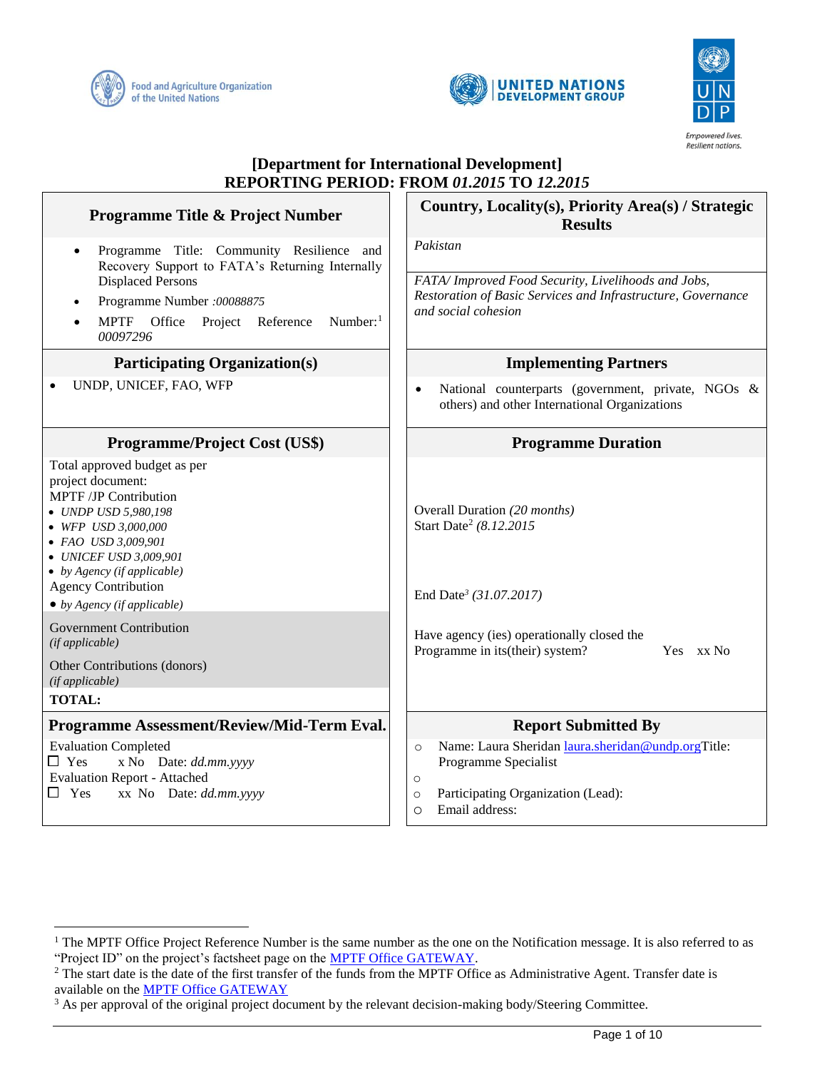**[Department for International Development]**
**REPORTING PERIOD: FROM *01.2015* TO *12.2015***

| Programme Title & Project Number | Country, Locality(s), Priority Area(s) / Strategic Results |
|---|---|
| • Programme Title: Community Resilience and Recovery Support to FATA's Returning Internally Displaced Persons<br>• Programme Number *:00088875*<br>• MPTF Office Project Reference Number:[1] *00097296* | *Pakistan*<br><br>*FATA/ Improved Food Security, Livelihoods and Jobs, Restoration of Basic Services and Infrastructure, Governance and social cohesion* |
| **Participating Organization(s)** | **Implementing Partners** |
| • UNDP, UNICEF, FAO, WFP | • National counterparts (government, private, NGOs & others) and other International Organizations |
| **Programme/Project Cost (US$)** | **Programme Duration** |
| Total approved budget as per project document:<br>MPTF /JP Contribution<br>• *UNDP USD 5,980,198*<br>• *WFP USD 3,000,000*<br>• *FAO USD 3,009,901*<br>• *UNICEF USD 3,009,901*<br>• *by Agency (if applicable)*<br>Agency Contribution<br>• *by Agency (if applicable)*<br>Government Contribution *(if applicable)*<br>Other Contributions (donors) *(if applicable)*<br>**TOTAL:** | Overall Duration *(20 months)*<br>Start Date[2] *(8.12.2015*<br><br>End Date[3] *(31.07.2017)*<br><br>Have agency (ies) operationally closed the Programme in its(their) system? Yes xx No |
| **Programme Assessment/Review/Mid-Term Eval.** | **Report Submitted By** |
| Evaluation Completed<br>☐ Yes x No Date: *dd.mm.yyyy*<br>Evaluation Report - Attached<br>☐ Yes xx No Date: *dd.mm.yyyy* | ○ Name: Laura Sheridan laura.sheridan@undp.org Title: Programme Specialist<br>○<br>○ Participating Organization (Lead):<br>○ Email address: |

[1] The MPTF Office Project Reference Number is the same number as the one on the Notification message. It is also referred to as "Project ID" on the project's factsheet page on the MPTF Office GATEWAY.
[2] The start date is the date of the first transfer of the funds from the MPTF Office as Administrative Agent. Transfer date is available on the MPTF Office GATEWAY
[3] As per approval of the original project document by the relevant decision-making body/Steering Committee.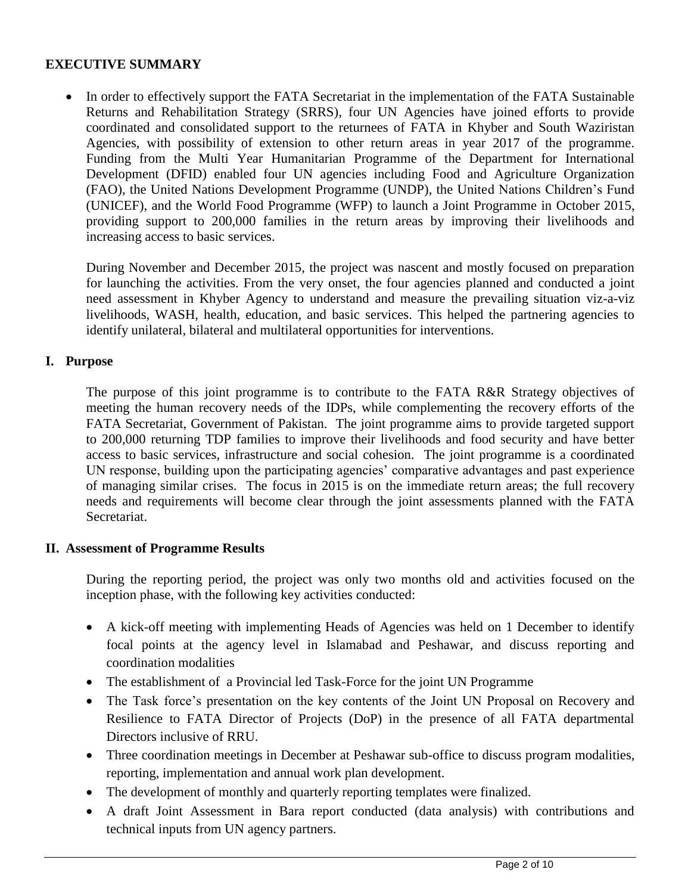## EXECUTIVE SUMMARY

- In order to effectively support the FATA Secretariat in the implementation of the FATA Sustainable Returns and Rehabilitation Strategy (SRRS), four UN Agencies have joined efforts to provide coordinated and consolidated support to the returnees of FATA in Khyber and South Waziristan Agencies, with possibility of extension to other return areas in year 2017 of the programme. Funding from the Multi Year Humanitarian Programme of the Department for International Development (DFID) enabled four UN agencies including Food and Agriculture Organization (FAO), the United Nations Development Programme (UNDP), the United Nations Children's Fund (UNICEF), and the World Food Programme (WFP) to launch a Joint Programme in October 2015, providing support to 200,000 families in the return areas by improving their livelihoods and increasing access to basic services.

  During November and December 2015, the project was nascent and mostly focused on preparation for launching the activities. From the very onset, the four agencies planned and conducted a joint need assessment in Khyber Agency to understand and measure the prevailing situation viz-a-viz livelihoods, WASH, health, education, and basic services. This helped the partnering agencies to identify unilateral, bilateral and multilateral opportunities for interventions.

## I. Purpose

The purpose of this joint programme is to contribute to the FATA R&R Strategy objectives of meeting the human recovery needs of the IDPs, while complementing the recovery efforts of the FATA Secretariat, Government of Pakistan. The joint programme aims to provide targeted support to 200,000 returning TDP families to improve their livelihoods and food security and have better access to basic services, infrastructure and social cohesion. The joint programme is a coordinated UN response, building upon the participating agencies' comparative advantages and past experience of managing similar crises. The focus in 2015 is on the immediate return areas; the full recovery needs and requirements will become clear through the joint assessments planned with the FATA Secretariat.

## II. Assessment of Programme Results

During the reporting period, the project was only two months old and activities focused on the inception phase, with the following key activities conducted:

- A kick-off meeting with implementing Heads of Agencies was held on 1 December to identify focal points at the agency level in Islamabad and Peshawar, and discuss reporting and coordination modalities
- The establishment of a Provincial led Task-Force for the joint UN Programme
- The Task force's presentation on the key contents of the Joint UN Proposal on Recovery and Resilience to FATA Director of Projects (DoP) in the presence of all FATA departmental Directors inclusive of RRU.
- Three coordination meetings in December at Peshawar sub-office to discuss program modalities, reporting, implementation and annual work plan development.
- The development of monthly and quarterly reporting templates were finalized.
- A draft Joint Assessment in Bara report conducted (data analysis) with contributions and technical inputs from UN agency partners.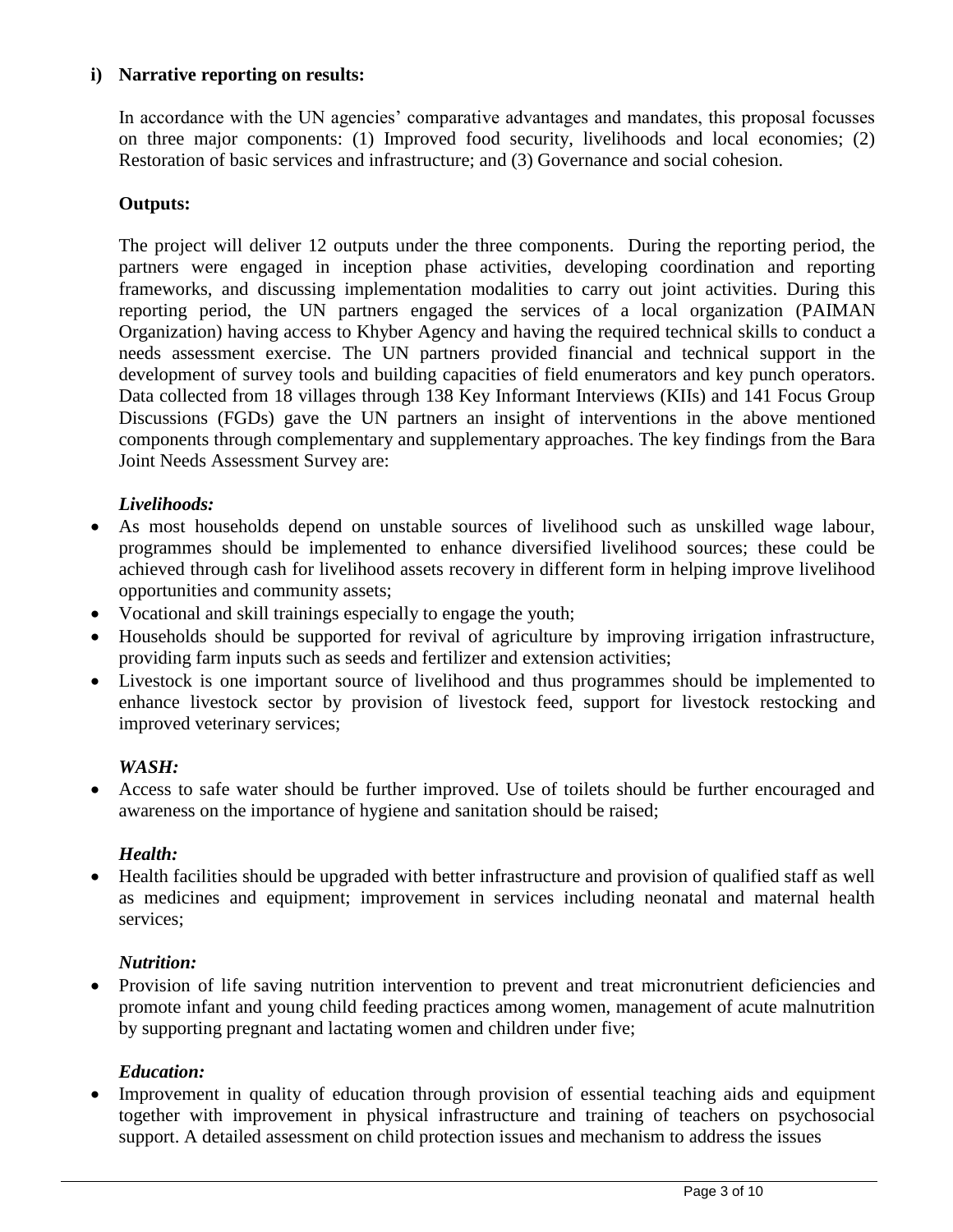**i) Narrative reporting on results:**

In accordance with the UN agencies' comparative advantages and mandates, this proposal focusses on three major components: (1) Improved food security, livelihoods and local economies; (2) Restoration of basic services and infrastructure; and (3) Governance and social cohesion.

**Outputs:**

The project will deliver 12 outputs under the three components. During the reporting period, the partners were engaged in inception phase activities, developing coordination and reporting frameworks, and discussing implementation modalities to carry out joint activities. During this reporting period, the UN partners engaged the services of a local organization (PAIMAN Organization) having access to Khyber Agency and having the required technical skills to conduct a needs assessment exercise. The UN partners provided financial and technical support in the development of survey tools and building capacities of field enumerators and key punch operators. Data collected from 18 villages through 138 Key Informant Interviews (KIIs) and 141 Focus Group Discussions (FGDs) gave the UN partners an insight of interventions in the above mentioned components through complementary and supplementary approaches. The key findings from the Bara Joint Needs Assessment Survey are:

***Livelihoods:***

- As most households depend on unstable sources of livelihood such as unskilled wage labour, programmes should be implemented to enhance diversified livelihood sources; these could be achieved through cash for livelihood assets recovery in different form in helping improve livelihood opportunities and community assets;
- Vocational and skill trainings especially to engage the youth;
- Households should be supported for revival of agriculture by improving irrigation infrastructure, providing farm inputs such as seeds and fertilizer and extension activities;
- Livestock is one important source of livelihood and thus programmes should be implemented to enhance livestock sector by provision of livestock feed, support for livestock restocking and improved veterinary services;

***WASH:***

- Access to safe water should be further improved. Use of toilets should be further encouraged and awareness on the importance of hygiene and sanitation should be raised;

***Health:***

- Health facilities should be upgraded with better infrastructure and provision of qualified staff as well as medicines and equipment; improvement in services including neonatal and maternal health services;

***Nutrition:***

- Provision of life saving nutrition intervention to prevent and treat micronutrient deficiencies and promote infant and young child feeding practices among women, management of acute malnutrition by supporting pregnant and lactating women and children under five;

***Education:***

- Improvement in quality of education through provision of essential teaching aids and equipment together with improvement in physical infrastructure and training of teachers on psychosocial support. A detailed assessment on child protection issues and mechanism to address the issues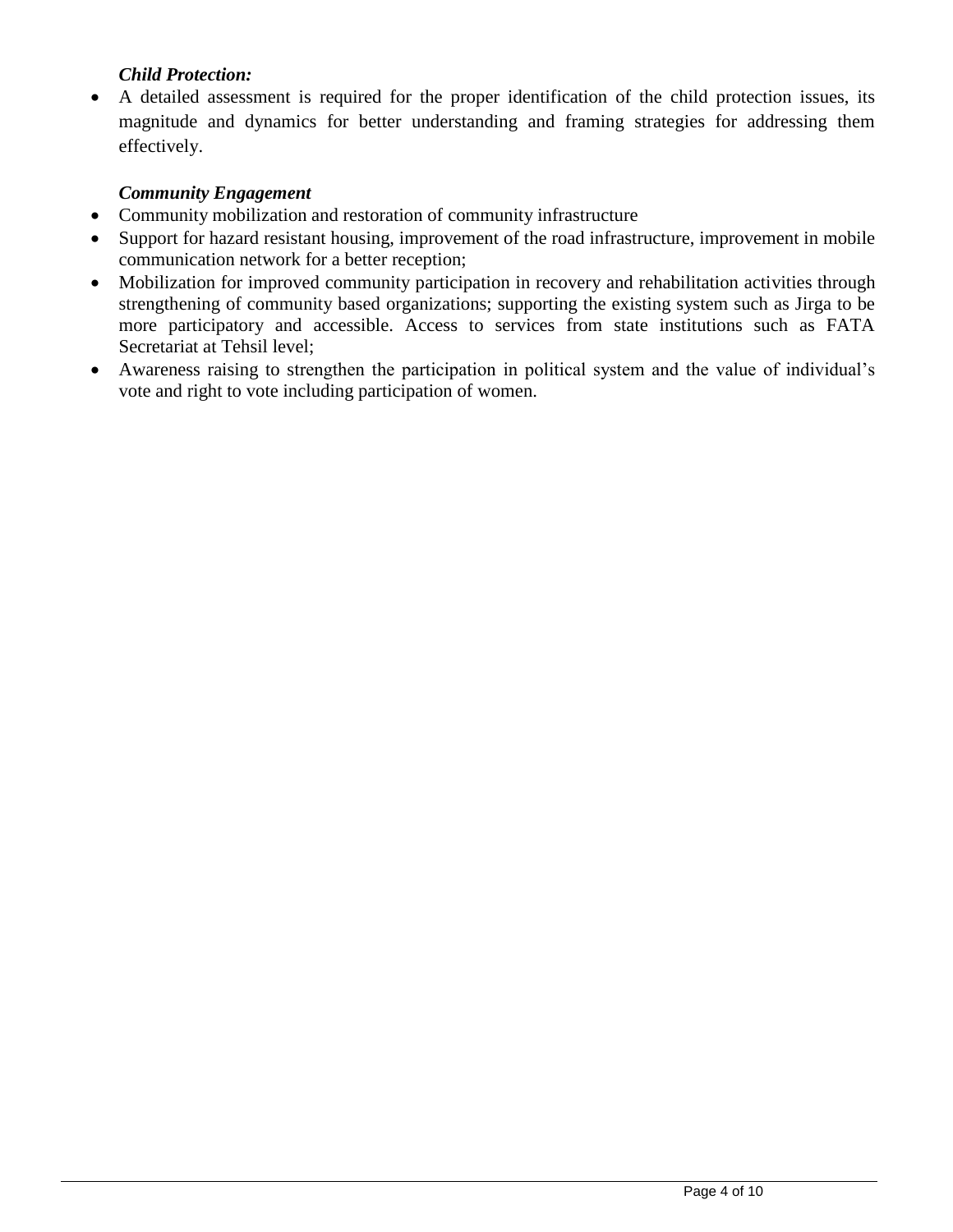***Child Protection:***

- A detailed assessment is required for the proper identification of the child protection issues, its magnitude and dynamics for better understanding and framing strategies for addressing them effectively.

***Community Engagement***

- Community mobilization and restoration of community infrastructure
- Support for hazard resistant housing, improvement of the road infrastructure, improvement in mobile communication network for a better reception;
- Mobilization for improved community participation in recovery and rehabilitation activities through strengthening of community based organizations; supporting the existing system such as Jirga to be more participatory and accessible. Access to services from state institutions such as FATA Secretariat at Tehsil level;
- Awareness raising to strengthen the participation in political system and the value of individual's vote and right to vote including participation of women.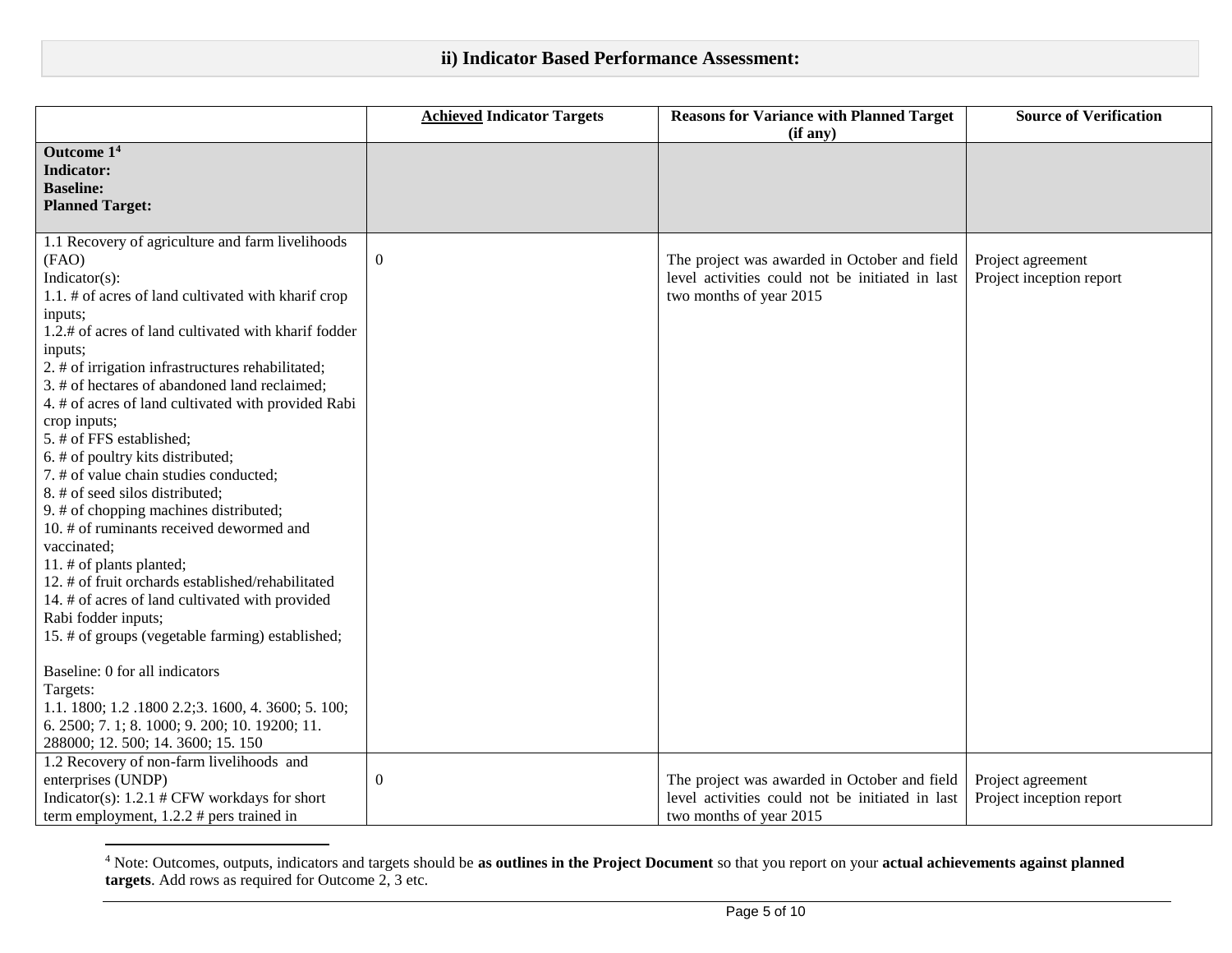## ii) Indicator Based Performance Assessment:

| | **Achieved Indicator Targets** | **Reasons for Variance with Planned Target (if any)** | **Source of Verification** |
|---|---|---|---|
| **Outcome 1**[4]<br>**Indicator:**<br>**Baseline:**<br>**Planned Target:** | | | |
| 1.1 Recovery of agriculture and farm livelihoods (FAO)<br>Indicator(s):<br>1.1. # of acres of land cultivated with kharif crop inputs;<br>1.2.# of acres of land cultivated with kharif fodder inputs;<br>2. # of irrigation infrastructures rehabilitated;<br>3. # of hectares of abandoned land reclaimed;<br>4. # of acres of land cultivated with provided Rabi crop inputs;<br>5. # of FFS established;<br>6. # of poultry kits distributed;<br>7. # of value chain studies conducted;<br>8. # of seed silos distributed;<br>9. # of chopping machines distributed;<br>10. # of ruminants received dewormed and vaccinated;<br>11. # of plants planted;<br>12. # of fruit orchards established/rehabilitated<br>14. # of acres of land cultivated with provided Rabi fodder inputs;<br>15. # of groups (vegetable farming) established;<br><br>Baseline: 0 for all indicators<br>Targets:<br>1.1. 1800; 1.2 .1800 2.2;3. 1600, 4. 3600; 5. 100; 6. 2500; 7. 1; 8. 1000; 9. 200; 10. 19200; 11. 288000; 12. 500; 14. 3600; 15. 150 | 0 | The project was awarded in October and field level activities could not be initiated in last two months of year 2015 | Project agreement<br>Project inception report |
| 1.2 Recovery of non-farm livelihoods and enterprises (UNDP)<br>Indicator(s): 1.2.1 # CFW workdays for short term employment, 1.2.2 # pers trained in | 0 | The project was awarded in October and field level activities could not be initiated in last two months of year 2015 | Project agreement<br>Project inception report |

[4] Note: Outcomes, outputs, indicators and targets should be **as outlines in the Project Document** so that you report on your **actual achievements against planned targets**. Add rows as required for Outcome 2, 3 etc.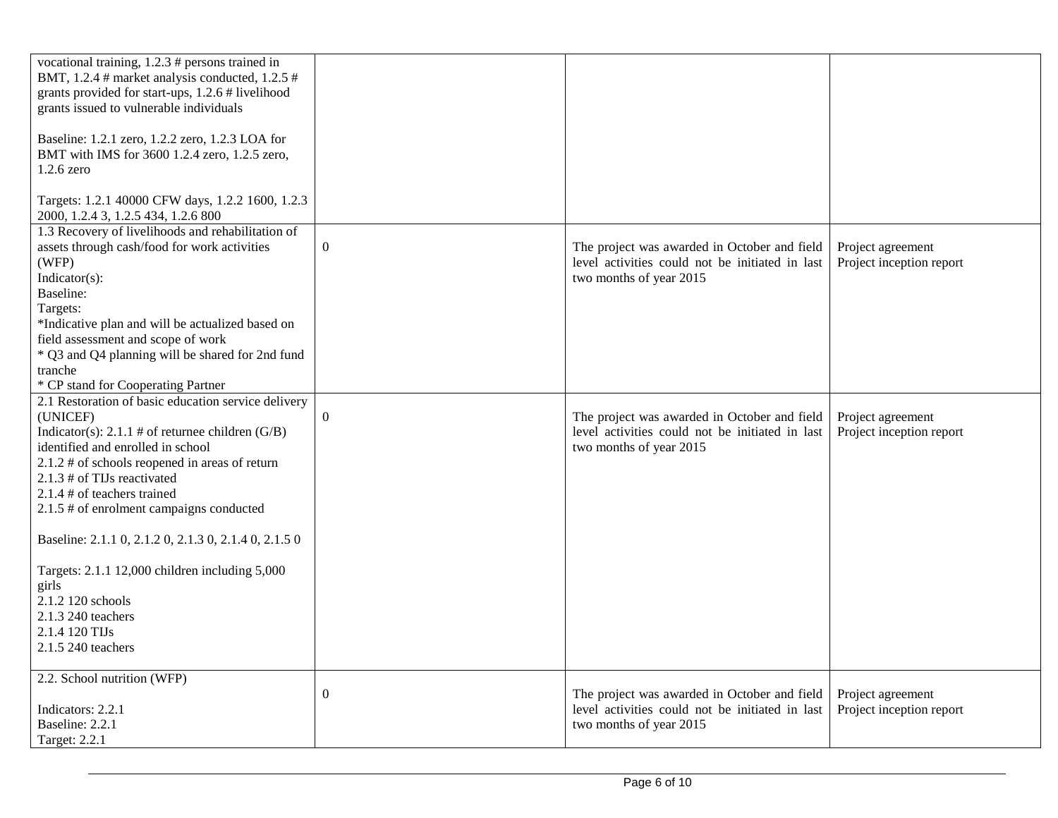| | | | |
|---|---|---|---|
| vocational training, 1.2.3 # persons trained in BMT, 1.2.4 # market analysis conducted, 1.2.5 # grants provided for start-ups, 1.2.6 # livelihood grants issued to vulnerable individuals<br><br>Baseline: 1.2.1 zero, 1.2.2 zero, 1.2.3 LOA for BMT with IMS for 3600 1.2.4 zero, 1.2.5 zero, 1.2.6 zero<br><br>Targets: 1.2.1 40000 CFW days, 1.2.2 1600, 1.2.3 2000, 1.2.4 3, 1.2.5 434, 1.2.6 800 | | | |
| 1.3 Recovery of livelihoods and rehabilitation of assets through cash/food for work activities (WFP)<br>Indicator(s):<br>Baseline:<br>Targets:<br>*Indicative plan and will be actualized based on field assessment and scope of work<br>* Q3 and Q4 planning will be shared for 2nd fund tranche<br>* CP stand for Cooperating Partner | 0 | The project was awarded in October and field level activities could not be initiated in last two months of year 2015 | Project agreement<br>Project inception report |
| 2.1 Restoration of basic education service delivery (UNICEF)<br>Indicator(s): 2.1.1 # of returnee children (G/B) identified and enrolled in school<br>2.1.2 # of schools reopened in areas of return<br>2.1.3 # of TIJs reactivated<br>2.1.4 # of teachers trained<br>2.1.5 # of enrolment campaigns conducted<br><br>Baseline: 2.1.1 0, 2.1.2 0, 2.1.3 0, 2.1.4 0, 2.1.5 0<br><br>Targets: 2.1.1 12,000 children including 5,000 girls<br>2.1.2 120 schools<br>2.1.3 240 teachers<br>2.1.4 120 TIJs<br>2.1.5 240 teachers | 0 | The project was awarded in October and field level activities could not be initiated in last two months of year 2015 | Project agreement<br>Project inception report |
| 2.2. School nutrition (WFP)<br><br>Indicators: 2.2.1<br>Baseline: 2.2.1<br>Target: 2.2.1 | 0 | The project was awarded in October and field level activities could not be initiated in last two months of year 2015 | Project agreement<br>Project inception report |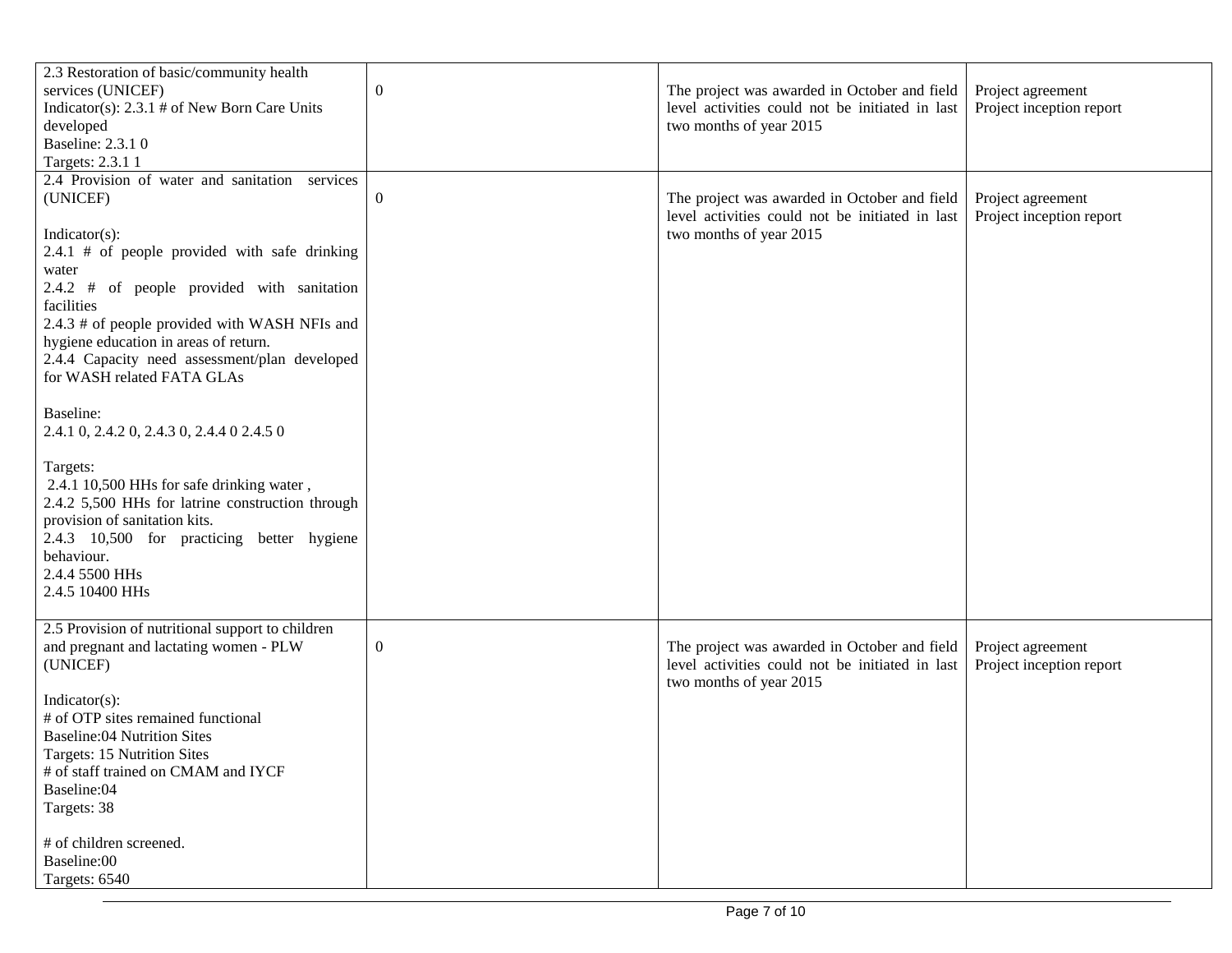| | | | |
|---|---|---|---|
| 2.3 Restoration of basic/community health services (UNICEF)<br>Indicator(s): 2.3.1 # of New Born Care Units developed<br>Baseline: 2.3.1 0<br>Targets: 2.3.1 1 | 0 | The project was awarded in October and field level activities could not be initiated in last two months of year 2015 | Project agreement<br>Project inception report |
| 2.4 Provision of water and sanitation services (UNICEF)<br><br>Indicator(s):<br>2.4.1 # of people provided with safe drinking water<br>2.4.2 # of people provided with sanitation facilities<br>2.4.3 # of people provided with WASH NFIs and hygiene education in areas of return.<br>2.4.4 Capacity need assessment/plan developed for WASH related FATA GLAs<br><br>Baseline:<br>2.4.1 0, 2.4.2 0, 2.4.3 0, 2.4.4 0 2.4.5 0<br><br>Targets:<br>2.4.1 10,500 HHs for safe drinking water ,<br>2.4.2 5,500 HHs for latrine construction through provision of sanitation kits.<br>2.4.3 10,500 for practicing better hygiene behaviour.<br>2.4.4 5500 HHs<br>2.4.5 10400 HHs | 0 | The project was awarded in October and field level activities could not be initiated in last two months of year 2015 | Project agreement<br>Project inception report |
| 2.5 Provision of nutritional support to children and pregnant and lactating women - PLW (UNICEF)<br><br>Indicator(s):<br># of OTP sites remained functional<br>Baseline:04 Nutrition Sites<br>Targets: 15 Nutrition Sites<br># of staff trained on CMAM and IYCF<br>Baseline:04<br>Targets: 38<br><br># of children screened.<br>Baseline:00<br>Targets: 6540 | 0 | The project was awarded in October and field level activities could not be initiated in last two months of year 2015 | Project agreement<br>Project inception report |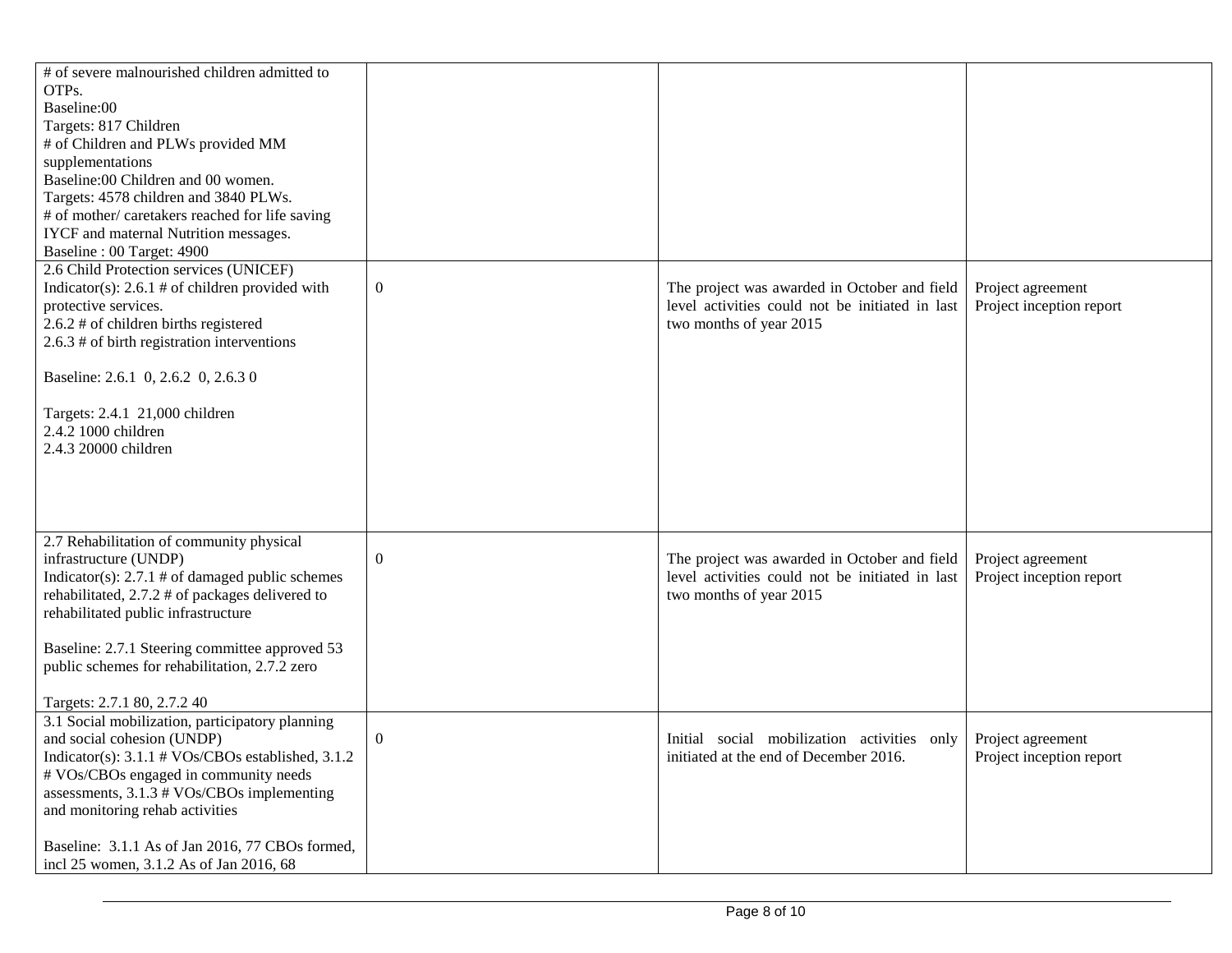| | | | |
|---|---|---|---|
| # of severe malnourished children admitted to OTPs.<br>Baseline:00<br>Targets: 817 Children<br># of Children and PLWs provided MM supplementations<br>Baseline:00 Children and 00 women.<br>Targets: 4578 children and 3840 PLWs.<br># of mother/ caretakers reached for life saving IYCF and maternal Nutrition messages.<br>Baseline : 00 Target: 4900 | | | |
| 2.6 Child Protection services (UNICEF)<br>Indicator(s): 2.6.1 # of children provided with protective services.<br>2.6.2 # of children births registered<br>2.6.3 # of birth registration interventions<br><br>Baseline: 2.6.1 0, 2.6.2 0, 2.6.3 0<br><br>Targets: 2.4.1 21,000 children<br>2.4.2 1000 children<br>2.4.3 20000 children | 0 | The project was awarded in October and field level activities could not be initiated in last two months of year 2015 | Project agreement<br>Project inception report |
| 2.7 Rehabilitation of community physical infrastructure (UNDP)<br>Indicator(s): 2.7.1 # of damaged public schemes rehabilitated, 2.7.2 # of packages delivered to rehabilitated public infrastructure<br><br>Baseline: 2.7.1 Steering committee approved 53 public schemes for rehabilitation, 2.7.2 zero<br><br>Targets: 2.7.1 80, 2.7.2 40 | 0 | The project was awarded in October and field level activities could not be initiated in last two months of year 2015 | Project agreement<br>Project inception report |
| 3.1 Social mobilization, participatory planning and social cohesion (UNDP)<br>Indicator(s): 3.1.1 # VOs/CBOs established, 3.1.2 # VOs/CBOs engaged in community needs assessments, 3.1.3 # VOs/CBOs implementing and monitoring rehab activities<br><br>Baseline: 3.1.1 As of Jan 2016, 77 CBOs formed, incl 25 women, 3.1.2 As of Jan 2016, 68 | 0 | Initial social mobilization activities only initiated at the end of December 2016. | Project agreement<br>Project inception report |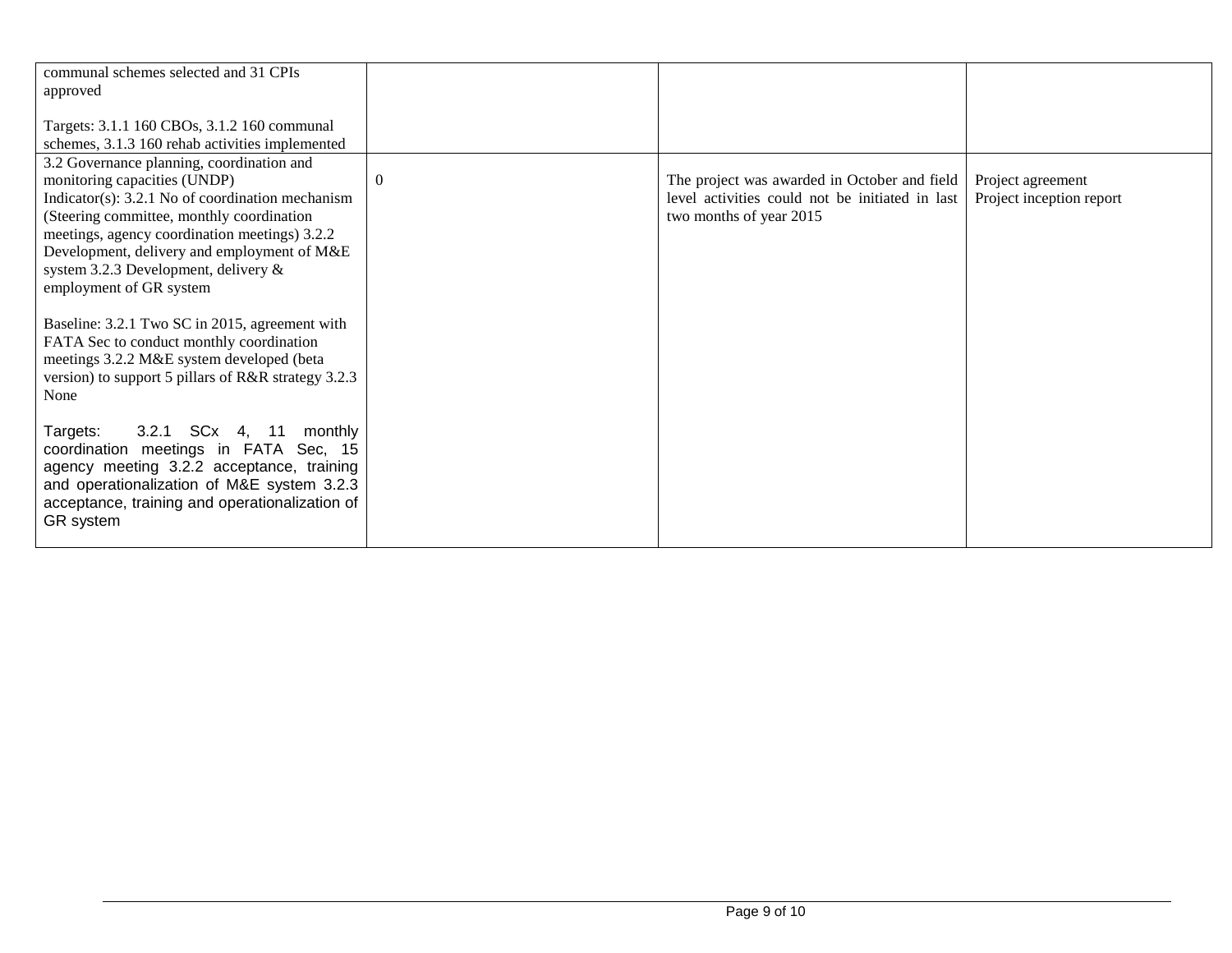| | | | |
|---|---|---|---|
| communal schemes selected and 31 CPIs approved<br><br>Targets: 3.1.1 160 CBOs, 3.1.2 160 communal schemes, 3.1.3 160 rehab activities implemented | | | |
| 3.2 Governance planning, coordination and monitoring capacities (UNDP)<br>Indicator(s): 3.2.1 No of coordination mechanism (Steering committee, monthly coordination meetings, agency coordination meetings) 3.2.2 Development, delivery and employment of M&E system 3.2.3 Development, delivery & employment of GR system<br><br>Baseline: 3.2.1 Two SC in 2015, agreement with FATA Sec to conduct monthly coordination meetings 3.2.2 M&E system developed (beta version) to support 5 pillars of R&R strategy 3.2.3 None<br><br>Targets: 3.2.1 SCx 4, 11 monthly coordination meetings in FATA Sec, 15 agency meeting 3.2.2 acceptance, training and operationalization of M&E system 3.2.3 acceptance, training and operationalization of GR system | 0 | The project was awarded in October and field level activities could not be initiated in last two months of year 2015 | Project agreement<br>Project inception report |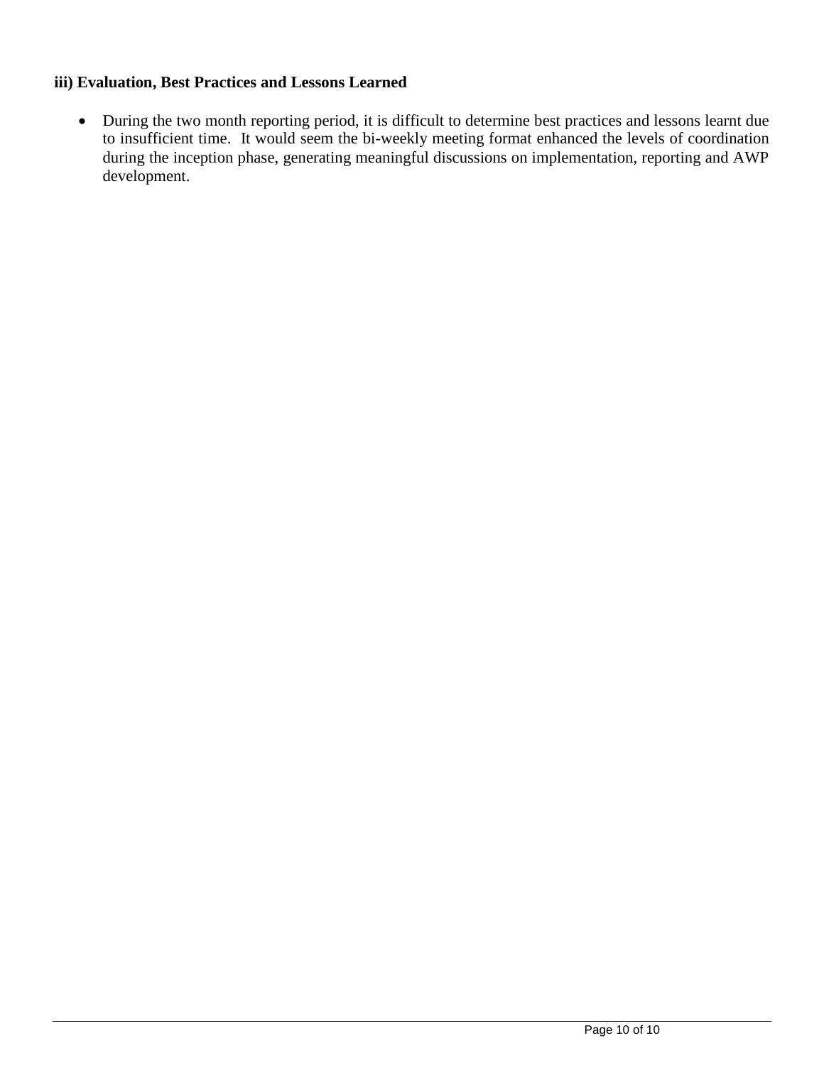**iii) Evaluation, Best Practices and Lessons Learned**

- During the two month reporting period, it is difficult to determine best practices and lessons learnt due to insufficient time. It would seem the bi-weekly meeting format enhanced the levels of coordination during the inception phase, generating meaningful discussions on implementation, reporting and AWP development.